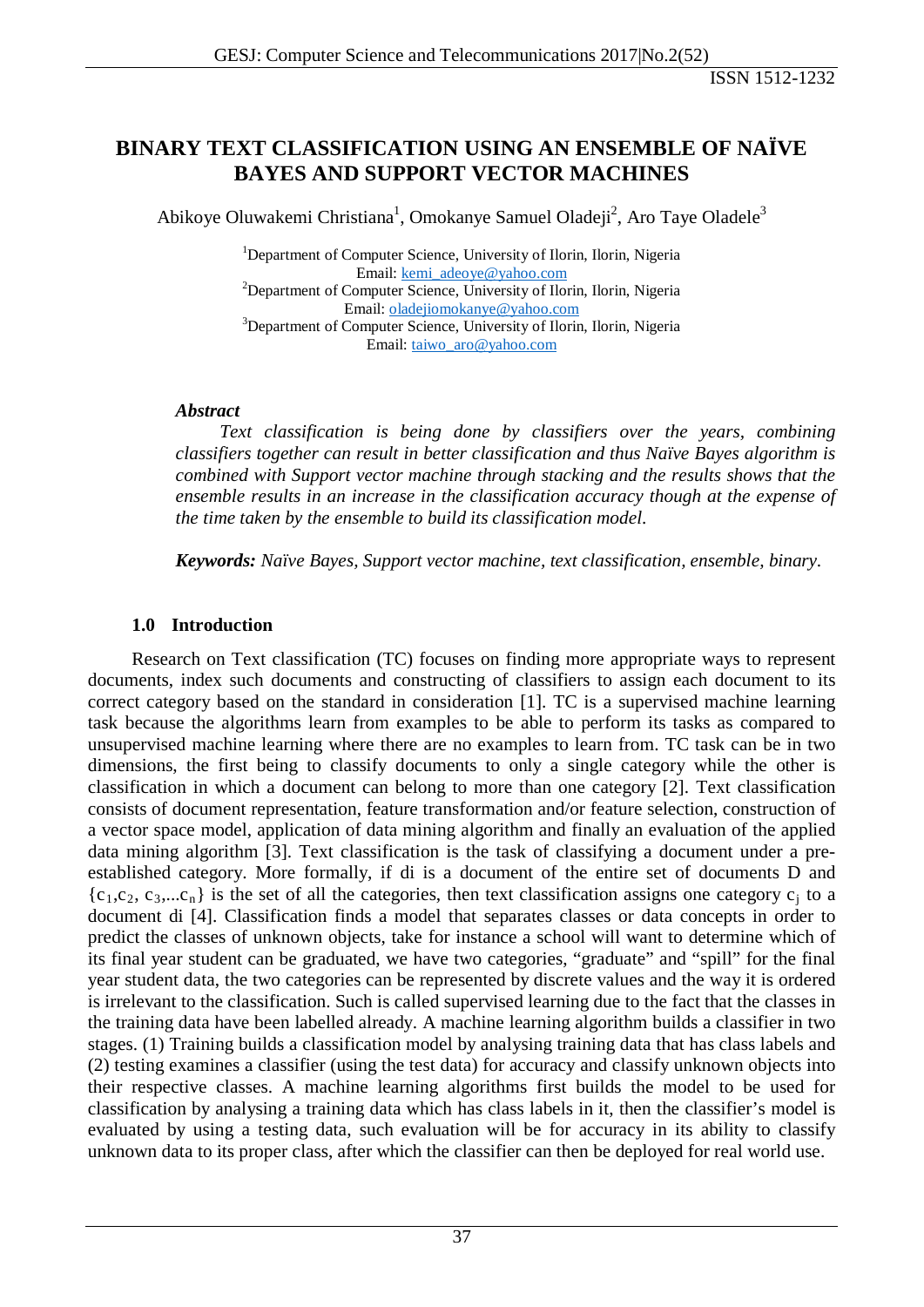# BINARY TEXT CLASSIFICATION USING AN ENSEMBLE OF NAÏVE BAYES AND SUPPORT VECTOR MACHINES

Abikoye Oluwakemi Christiana[1], Omokanye Samuel Oladeji[2], Aro Taye Oladele[3]

[1]Department of Computer Science, University of Ilorin, Ilorin, Nigeria
Email: kemi_adeoye@yahoo.com
[2]Department of Computer Science, University of Ilorin, Ilorin, Nigeria
Email: oladejiomokanye@yahoo.com
[3]Department of Computer Science, University of Ilorin, Ilorin, Nigeria
Email: taiwo_aro@yahoo.com

***Abstract***

*Text classification is being done by classifiers over the years, combining classifiers together can result in better classification and thus Naïve Bayes algorithm is combined with Support vector machine through stacking and the results shows that the ensemble results in an increase in the classification accuracy though at the expense of the time taken by the ensemble to build its classification model.*

***Keywords:*** *Naïve Bayes, Support vector machine, text classification, ensemble, binary.*

## 1.0 Introduction

Research on Text classification (TC) focuses on finding more appropriate ways to represent documents, index such documents and constructing of classifiers to assign each document to its correct category based on the standard in consideration [1]. TC is a supervised machine learning task because the algorithms learn from examples to be able to perform its tasks as compared to unsupervised machine learning where there are no examples to learn from. TC task can be in two dimensions, the first being to classify documents to only a single category while the other is classification in which a document can belong to more than one category [2]. Text classification consists of document representation, feature transformation and/or feature selection, construction of a vector space model, application of data mining algorithm and finally an evaluation of the applied data mining algorithm [3]. Text classification is the task of classifying a document under a pre-established category. More formally, if di is a document of the entire set of documents D and $\{c_1, c_2, c_3, \ldots c_n\}$ is the set of all the categories, then text classification assigns one category $c_j$ to a document di [4]. Classification finds a model that separates classes or data concepts in order to predict the classes of unknown objects, take for instance a school will want to determine which of its final year student can be graduated, we have two categories, "graduate" and "spill" for the final year student data, the two categories can be represented by discrete values and the way it is ordered is irrelevant to the classification. Such is called supervised learning due to the fact that the classes in the training data have been labelled already. A machine learning algorithm builds a classifier in two stages. (1) Training builds a classification model by analysing training data that has class labels and (2) testing examines a classifier (using the test data) for accuracy and classify unknown objects into their respective classes. A machine learning algorithms first builds the model to be used for classification by analysing a training data which has class labels in it, then the classifier's model is evaluated by using a testing data, such evaluation will be for accuracy in its ability to classify unknown data to its proper class, after which the classifier can then be deployed for real world use.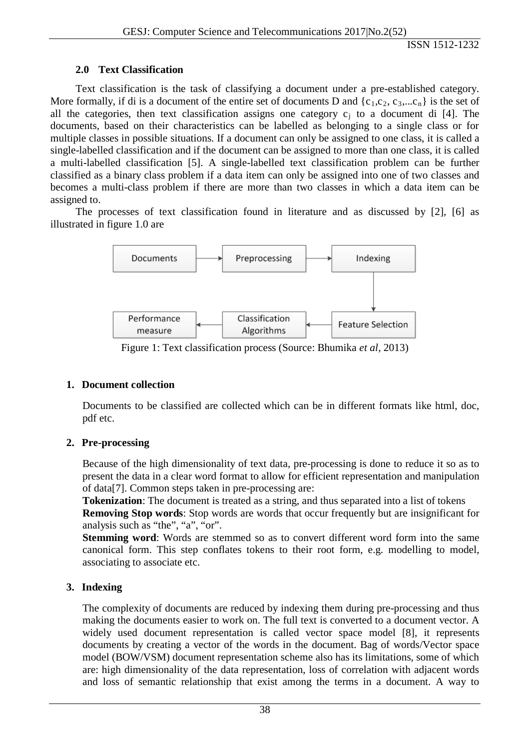## 2.0 Text Classification

Text classification is the task of classifying a document under a pre-established category. More formally, if di is a document of the entire set of documents D and $\{c_1, c_2, c_3, ... c_n\}$ is the set of all the categories, then text classification assigns one category $c_j$ to a document di [4]. The documents, based on their characteristics can be labelled as belonging to a single class or for multiple classes in possible situations. If a document can only be assigned to one class, it is called a single-labelled classification and if the document can be assigned to more than one class, it is called a multi-labelled classification [5]. A single-labelled text classification problem can be further classified as a binary class problem if a data item can only be assigned into one of two classes and becomes a multi-class problem if there are more than two classes in which a data item can be assigned to.

The processes of text classification found in literature and as discussed by [2], [6] as illustrated in figure 1.0 are

Documents → Preprocessing → Indexing → Feature Selection → Classification Algorithms → Performance measure

Figure 1: Text classification process (Source: Bhumika *et al*, 2013)

1. **Document collection**

   Documents to be classified are collected which can be in different formats like html, doc, pdf etc.

2. **Pre-processing**

   Because of the high dimensionality of text data, pre-processing is done to reduce it so as to present the data in a clear word format to allow for efficient representation and manipulation of data[7]. Common steps taken in pre-processing are:

   **Tokenization**: The document is treated as a string, and thus separated into a list of tokens

   **Removing Stop words**: Stop words are words that occur frequently but are insignificant for analysis such as "the", "a", "or".

   **Stemming word**: Words are stemmed so as to convert different word form into the same canonical form. This step conflates tokens to their root form, e.g. modelling to model, associating to associate etc.

3. **Indexing**

   The complexity of documents are reduced by indexing them during pre-processing and thus making the documents easier to work on. The full text is converted to a document vector. A widely used document representation is called vector space model [8], it represents documents by creating a vector of the words in the document. Bag of words/Vector space model (BOW/VSM) document representation scheme also has its limitations, some of which are: high dimensionality of the data representation, loss of correlation with adjacent words and loss of semantic relationship that exist among the terms in a document. A way to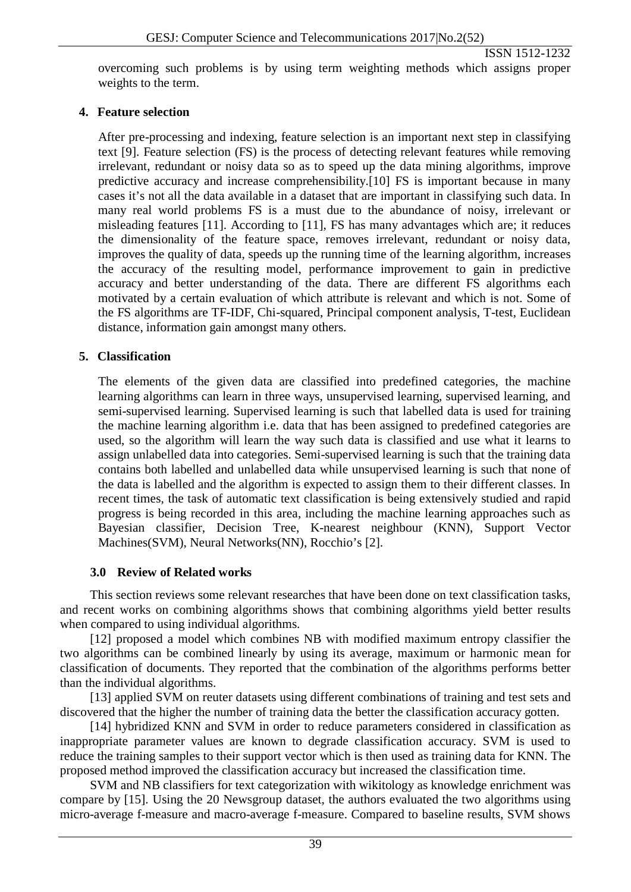overcoming such problems is by using term weighting methods which assigns proper weights to the term.

### 4. Feature selection

After pre-processing and indexing, feature selection is an important next step in classifying text [9]. Feature selection (FS) is the process of detecting relevant features while removing irrelevant, redundant or noisy data so as to speed up the data mining algorithms, improve predictive accuracy and increase comprehensibility.[10] FS is important because in many cases it's not all the data available in a dataset that are important in classifying such data. In many real world problems FS is a must due to the abundance of noisy, irrelevant or misleading features [11]. According to [11], FS has many advantages which are; it reduces the dimensionality of the feature space, removes irrelevant, redundant or noisy data, improves the quality of data, speeds up the running time of the learning algorithm, increases the accuracy of the resulting model, performance improvement to gain in predictive accuracy and better understanding of the data. There are different FS algorithms each motivated by a certain evaluation of which attribute is relevant and which is not. Some of the FS algorithms are TF-IDF, Chi-squared, Principal component analysis, T-test, Euclidean distance, information gain amongst many others.

### 5. Classification

The elements of the given data are classified into predefined categories, the machine learning algorithms can learn in three ways, unsupervised learning, supervised learning, and semi-supervised learning. Supervised learning is such that labelled data is used for training the machine learning algorithm i.e. data that has been assigned to predefined categories are used, so the algorithm will learn the way such data is classified and use what it learns to assign unlabelled data into categories. Semi-supervised learning is such that the training data contains both labelled and unlabelled data while unsupervised learning is such that none of the data is labelled and the algorithm is expected to assign them to their different classes. In recent times, the task of automatic text classification is being extensively studied and rapid progress is being recorded in this area, including the machine learning approaches such as Bayesian classifier, Decision Tree, K-nearest neighbour (KNN), Support Vector Machines(SVM), Neural Networks(NN), Rocchio's [2].

## 3.0 Review of Related works

This section reviews some relevant researches that have been done on text classification tasks, and recent works on combining algorithms shows that combining algorithms yield better results when compared to using individual algorithms.

[12] proposed a model which combines NB with modified maximum entropy classifier the two algorithms can be combined linearly by using its average, maximum or harmonic mean for classification of documents. They reported that the combination of the algorithms performs better than the individual algorithms.

[13] applied SVM on reuter datasets using different combinations of training and test sets and discovered that the higher the number of training data the better the classification accuracy gotten.

[14] hybridized KNN and SVM in order to reduce parameters considered in classification as inappropriate parameter values are known to degrade classification accuracy. SVM is used to reduce the training samples to their support vector which is then used as training data for KNN. The proposed method improved the classification accuracy but increased the classification time.

SVM and NB classifiers for text categorization with wikitology as knowledge enrichment was compare by [15]. Using the 20 Newsgroup dataset, the authors evaluated the two algorithms using micro-average f-measure and macro-average f-measure. Compared to baseline results, SVM shows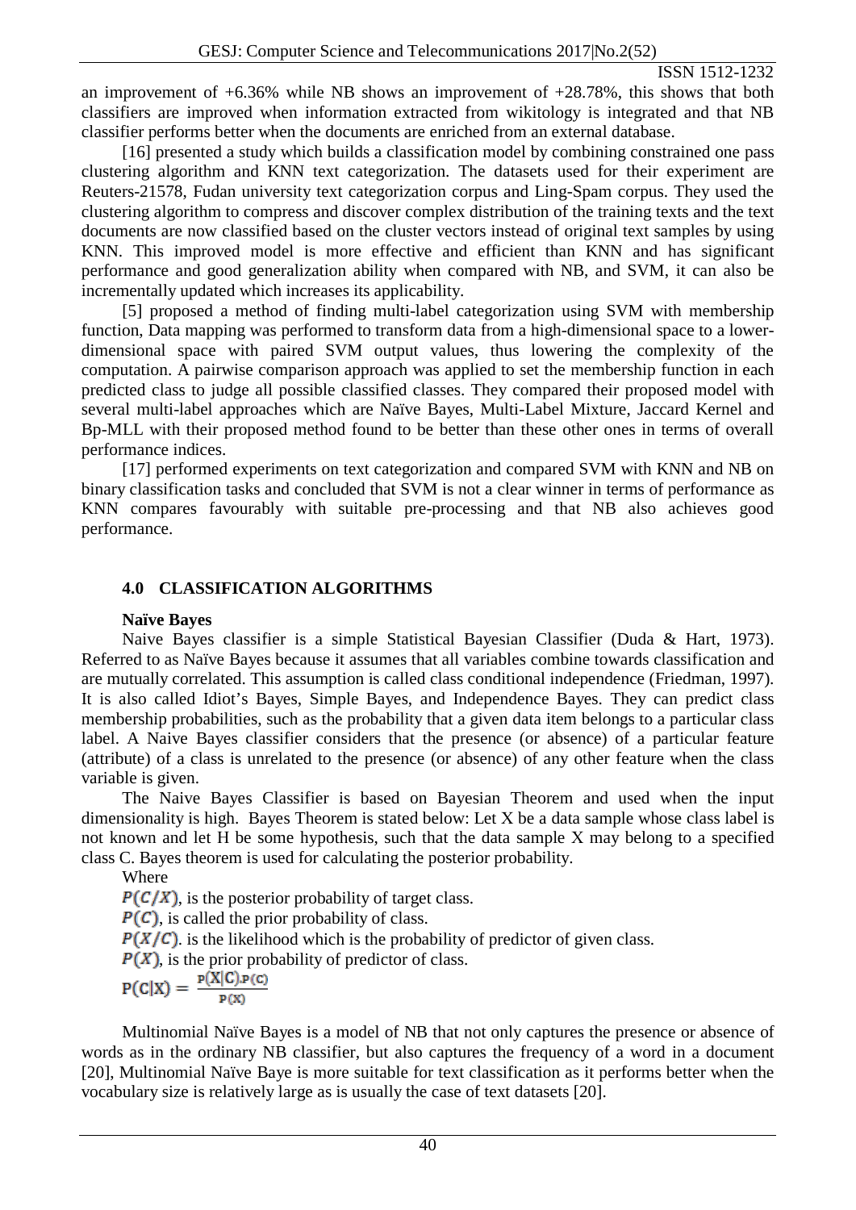an improvement of +6.36% while NB shows an improvement of +28.78%, this shows that both classifiers are improved when information extracted from wikitology is integrated and that NB classifier performs better when the documents are enriched from an external database.

[16] presented a study which builds a classification model by combining constrained one pass clustering algorithm and KNN text categorization. The datasets used for their experiment are Reuters-21578, Fudan university text categorization corpus and Ling-Spam corpus. They used the clustering algorithm to compress and discover complex distribution of the training texts and the text documents are now classified based on the cluster vectors instead of original text samples by using KNN. This improved model is more effective and efficient than KNN and has significant performance and good generalization ability when compared with NB, and SVM, it can also be incrementally updated which increases its applicability.

[5] proposed a method of finding multi-label categorization using SVM with membership function, Data mapping was performed to transform data from a high-dimensional space to a lower-dimensional space with paired SVM output values, thus lowering the complexity of the computation. A pairwise comparison approach was applied to set the membership function in each predicted class to judge all possible classified classes. They compared their proposed model with several multi-label approaches which are Naïve Bayes, Multi-Label Mixture, Jaccard Kernel and Bp-MLL with their proposed method found to be better than these other ones in terms of overall performance indices.

[17] performed experiments on text categorization and compared SVM with KNN and NB on binary classification tasks and concluded that SVM is not a clear winner in terms of performance as KNN compares favourably with suitable pre-processing and that NB also achieves good performance.

## 4.0 CLASSIFICATION ALGORITHMS

**Naïve Bayes**

Naive Bayes classifier is a simple Statistical Bayesian Classifier (Duda & Hart, 1973). Referred to as Naïve Bayes because it assumes that all variables combine towards classification and are mutually correlated. This assumption is called class conditional independence (Friedman, 1997). It is also called Idiot's Bayes, Simple Bayes, and Independence Bayes. They can predict class membership probabilities, such as the probability that a given data item belongs to a particular class label. A Naive Bayes classifier considers that the presence (or absence) of a particular feature (attribute) of a class is unrelated to the presence (or absence) of any other feature when the class variable is given.

The Naive Bayes Classifier is based on Bayesian Theorem and used when the input dimensionality is high. Bayes Theorem is stated below: Let X be a data sample whose class label is not known and let H be some hypothesis, such that the data sample X may belong to a specified class C. Bayes theorem is used for calculating the posterior probability.

Where

$P(C/X)$, is the posterior probability of target class.

$P(C)$, is called the prior probability of class.

$P(X/C)$. is the likelihood which is the probability of predictor of given class.

$P(X)$, is the prior probability of predictor of class.

$$P(C|X) = \frac{P(X|C).P(C)}{P(X)}$$

Multinomial Naïve Bayes is a model of NB that not only captures the presence or absence of words as in the ordinary NB classifier, but also captures the frequency of a word in a document [20], Multinomial Naïve Baye is more suitable for text classification as it performs better when the vocabulary size is relatively large as is usually the case of text datasets [20].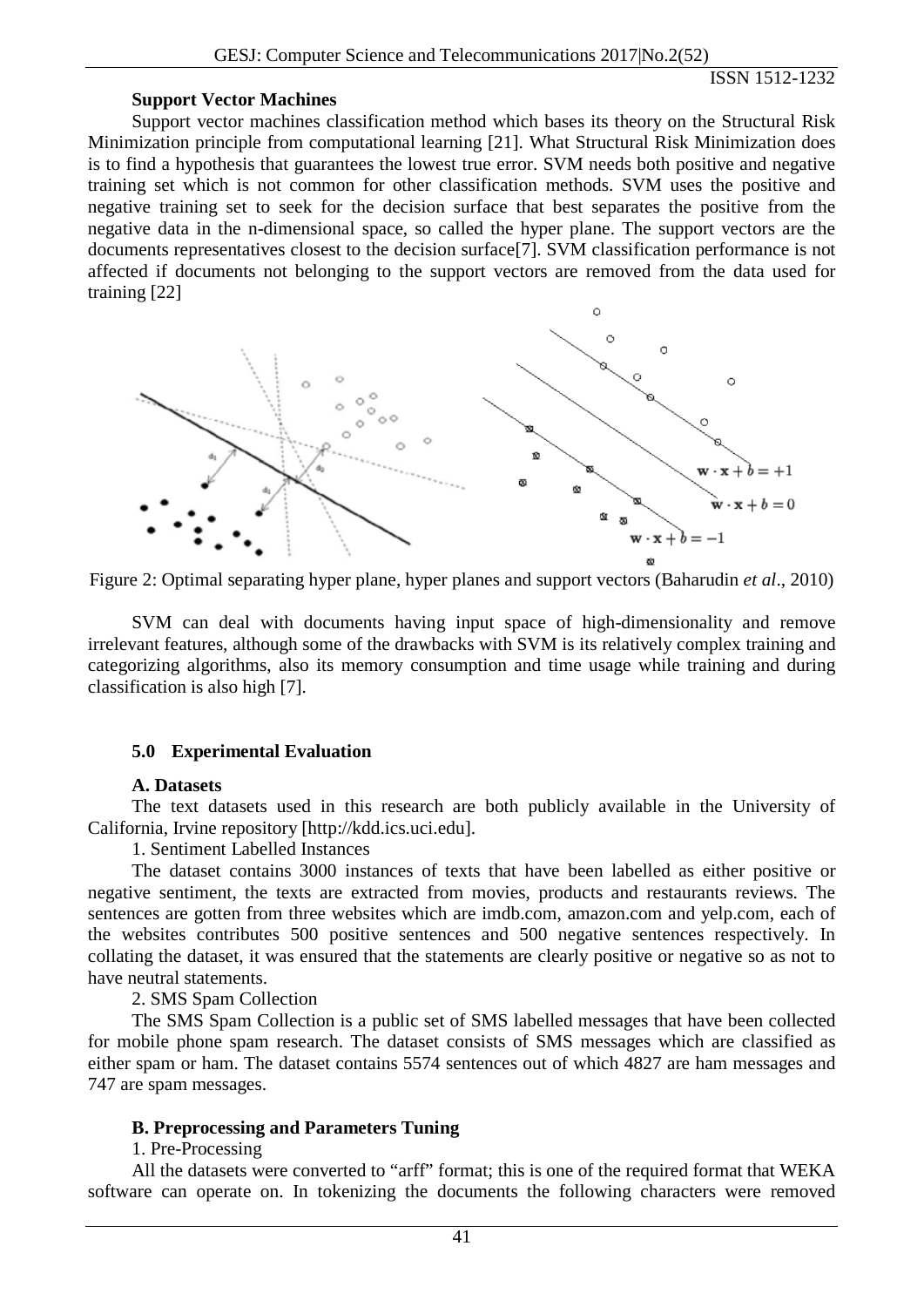**Support Vector Machines**

Support vector machines classification method which bases its theory on the Structural Risk Minimization principle from computational learning [21]. What Structural Risk Minimization does is to find a hypothesis that guarantees the lowest true error. SVM needs both positive and negative training set which is not common for other classification methods. SVM uses the positive and negative training set to seek for the decision surface that best separates the positive from the negative data in the n-dimensional space, so called the hyper plane. The support vectors are the documents representatives closest to the decision surface[7]. SVM classification performance is not affected if documents not belonging to the support vectors are removed from the data used for training [22]

Figure 2: Optimal separating hyper plane, hyper planes and support vectors (Baharudin *et al*., 2010)

SVM can deal with documents having input space of high-dimensionality and remove irrelevant features, although some of the drawbacks with SVM is its relatively complex training and categorizing algorithms, also its memory consumption and time usage while training and during classification is also high [7].

## 5.0 Experimental Evaluation

### A. Datasets

The text datasets used in this research are both publicly available in the University of California, Irvine repository [http://kdd.ics.uci.edu].

1. Sentiment Labelled Instances

The dataset contains 3000 instances of texts that have been labelled as either positive or negative sentiment, the texts are extracted from movies, products and restaurants reviews. The sentences are gotten from three websites which are imdb.com, amazon.com and yelp.com, each of the websites contributes 500 positive sentences and 500 negative sentences respectively. In collating the dataset, it was ensured that the statements are clearly positive or negative so as not to have neutral statements.

2. SMS Spam Collection

The SMS Spam Collection is a public set of SMS labelled messages that have been collected for mobile phone spam research. The dataset consists of SMS messages which are classified as either spam or ham. The dataset contains 5574 sentences out of which 4827 are ham messages and 747 are spam messages.

### B. Preprocessing and Parameters Tuning

1. Pre-Processing

All the datasets were converted to "arff" format; this is one of the required format that WEKA software can operate on. In tokenizing the documents the following characters were removed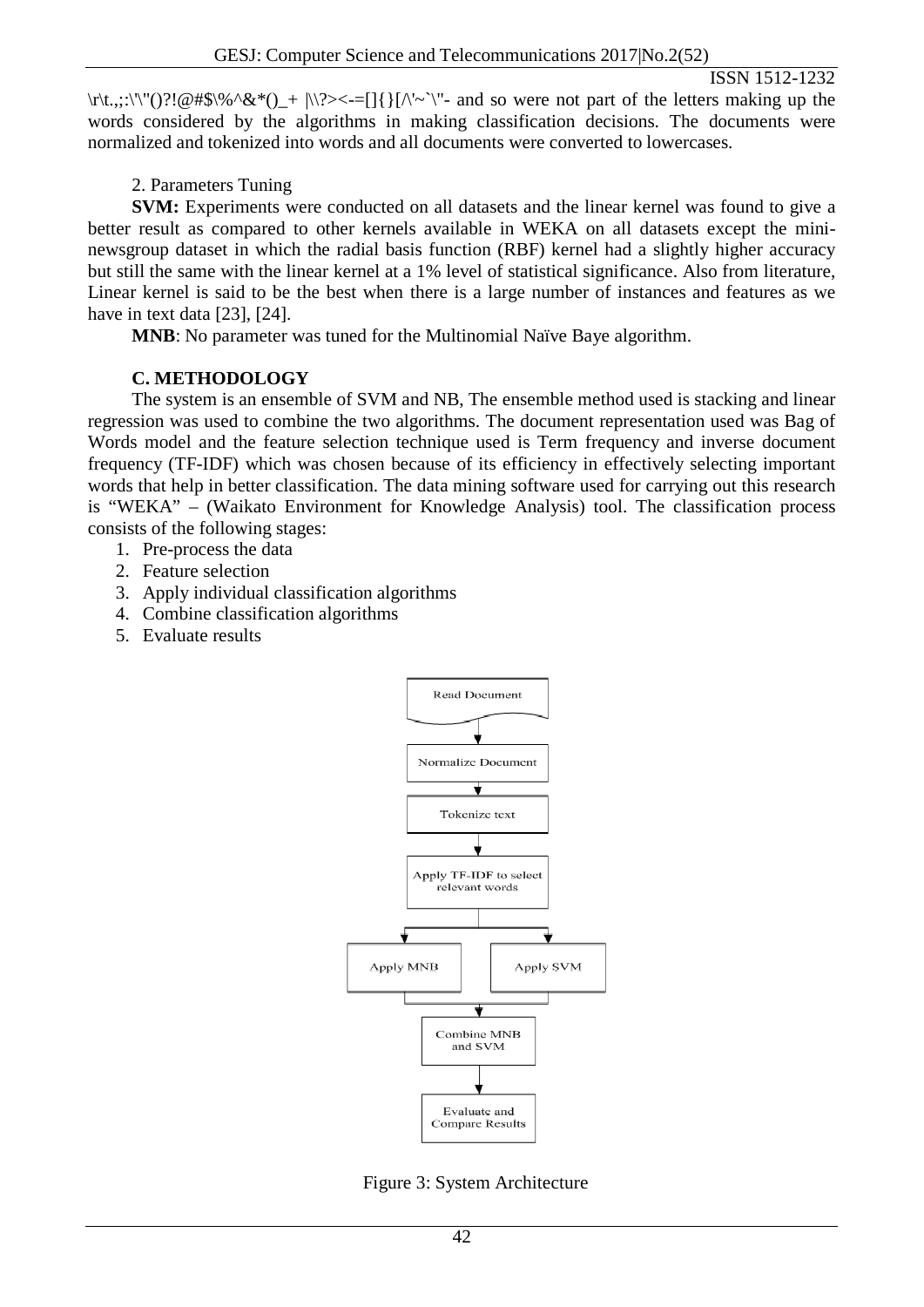\r\t.,;:\'\"()?!@#$\%^&*()_+ |\\?><-=[]{}[/\'~`\"- and so were not part of the letters making up the words considered by the algorithms in making classification decisions. The documents were normalized and tokenized into words and all documents were converted to lowercases.

2. Parameters Tuning

**SVM:** Experiments were conducted on all datasets and the linear kernel was found to give a better result as compared to other kernels available in WEKA on all datasets except the mini-newsgroup dataset in which the radial basis function (RBF) kernel had a slightly higher accuracy but still the same with the linear kernel at a 1% level of statistical significance. Also from literature, Linear kernel is said to be the best when there is a large number of instances and features as we have in text data [23], [24].

**MNB**: No parameter was tuned for the Multinomial Naïve Baye algorithm.

### C. METHODOLOGY

The system is an ensemble of SVM and NB, The ensemble method used is stacking and linear regression was used to combine the two algorithms. The document representation used was Bag of Words model and the feature selection technique used is Term frequency and inverse document frequency (TF-IDF) which was chosen because of its efficiency in effectively selecting important words that help in better classification. The data mining software used for carrying out this research is "WEKA" – (Waikato Environment for Knowledge Analysis) tool. The classification process consists of the following stages:

1. Pre-process the data
2. Feature selection
3. Apply individual classification algorithms
4. Combine classification algorithms
5. Evaluate results

Read Document → Normalize Document → Tokenize text → Apply TF-IDF to select relevant words → Apply MNB / Apply SVM → Combine MNB and SVM → Evaluate and Compare Results

Figure 3: System Architecture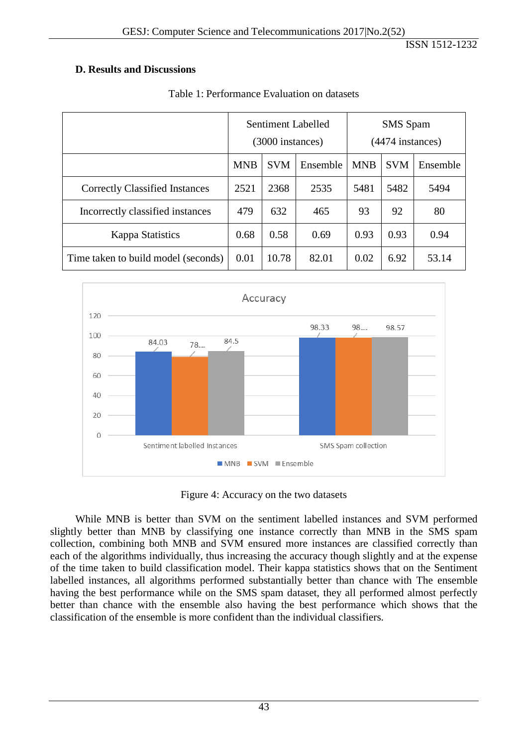**D. Results and Discussions**

Table 1: Performance Evaluation on datasets

| | Sentiment Labelled (3000 instances) | | | SMS Spam (4474 instances) | | |
|---|---|---|---|---|---|---|
| | MNB | SVM | Ensemble | MNB | SVM | Ensemble |
| Correctly Classified Instances | 2521 | 2368 | 2535 | 5481 | 5482 | 5494 |
| Incorrectly classified instances | 479 | 632 | 465 | 93 | 92 | 80 |
| Kappa Statistics | 0.68 | 0.58 | 0.69 | 0.93 | 0.93 | 0.94 |
| Time taken to build model (seconds) | 0.01 | 10.78 | 82.01 | 0.02 | 6.92 | 53.14 |

Figure 4: Accuracy on the two datasets

While MNB is better than SVM on the sentiment labelled instances and SVM performed slightly better than MNB by classifying one instance correctly than MNB in the SMS spam collection, combining both MNB and SVM ensured more instances are classified correctly than each of the algorithms individually, thus increasing the accuracy though slightly and at the expense of the time taken to build classification model. Their kappa statistics shows that on the Sentiment labelled instances, all algorithms performed substantially better than chance with The ensemble having the best performance while on the SMS spam dataset, they all performed almost perfectly better than chance with the ensemble also having the best performance which shows that the classification of the ensemble is more confident than the individual classifiers.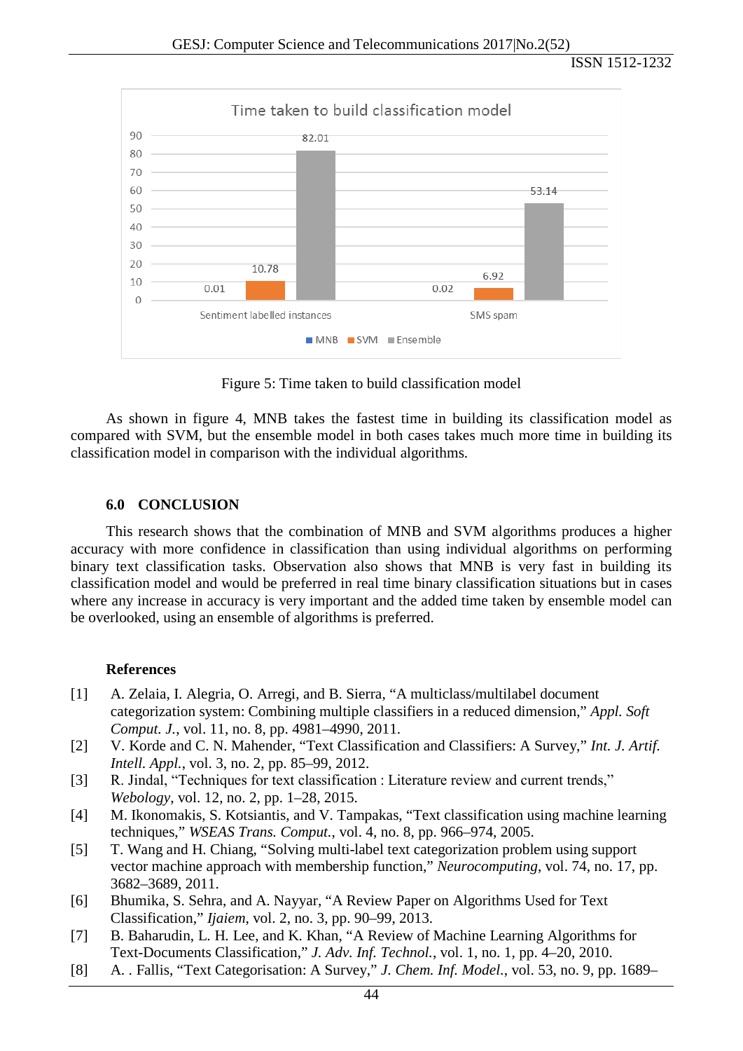Figure 5: Time taken to build classification model

As shown in figure 4, MNB takes the fastest time in building its classification model as compared with SVM, but the ensemble model in both cases takes much more time in building its classification model in comparison with the individual algorithms.

## 6.0 CONCLUSION

This research shows that the combination of MNB and SVM algorithms produces a higher accuracy with more confidence in classification than using individual algorithms on performing binary text classification tasks. Observation also shows that MNB is very fast in building its classification model and would be preferred in real time binary classification situations but in cases where any increase in accuracy is very important and the added time taken by ensemble model can be overlooked, using an ensemble of algorithms is preferred.

## References

[1] A. Zelaia, I. Alegria, O. Arregi, and B. Sierra, "A multiclass/multilabel document categorization system: Combining multiple classifiers in a reduced dimension," *Appl. Soft Comput. J.*, vol. 11, no. 8, pp. 4981–4990, 2011.

[2] V. Korde and C. N. Mahender, "Text Classification and Classifiers: A Survey," *Int. J. Artif. Intell. Appl.*, vol. 3, no. 2, pp. 85–99, 2012.

[3] R. Jindal, "Techniques for text classification : Literature review and current trends," *Webology*, vol. 12, no. 2, pp. 1–28, 2015.

[4] M. Ikonomakis, S. Kotsiantis, and V. Tampakas, "Text classification using machine learning techniques," *WSEAS Trans. Comput.*, vol. 4, no. 8, pp. 966–974, 2005.

[5] T. Wang and H. Chiang, "Solving multi-label text categorization problem using support vector machine approach with membership function," *Neurocomputing*, vol. 74, no. 17, pp. 3682–3689, 2011.

[6] Bhumika, S. Sehra, and A. Nayyar, "A Review Paper on Algorithms Used for Text Classification," *Ijaiem*, vol. 2, no. 3, pp. 90–99, 2013.

[7] B. Baharudin, L. H. Lee, and K. Khan, "A Review of Machine Learning Algorithms for Text-Documents Classification," *J. Adv. Inf. Technol.*, vol. 1, no. 1, pp. 4–20, 2010.

[8] A. . Fallis, "Text Categorisation: A Survey," *J. Chem. Inf. Model.*, vol. 53, no. 9, pp. 1689–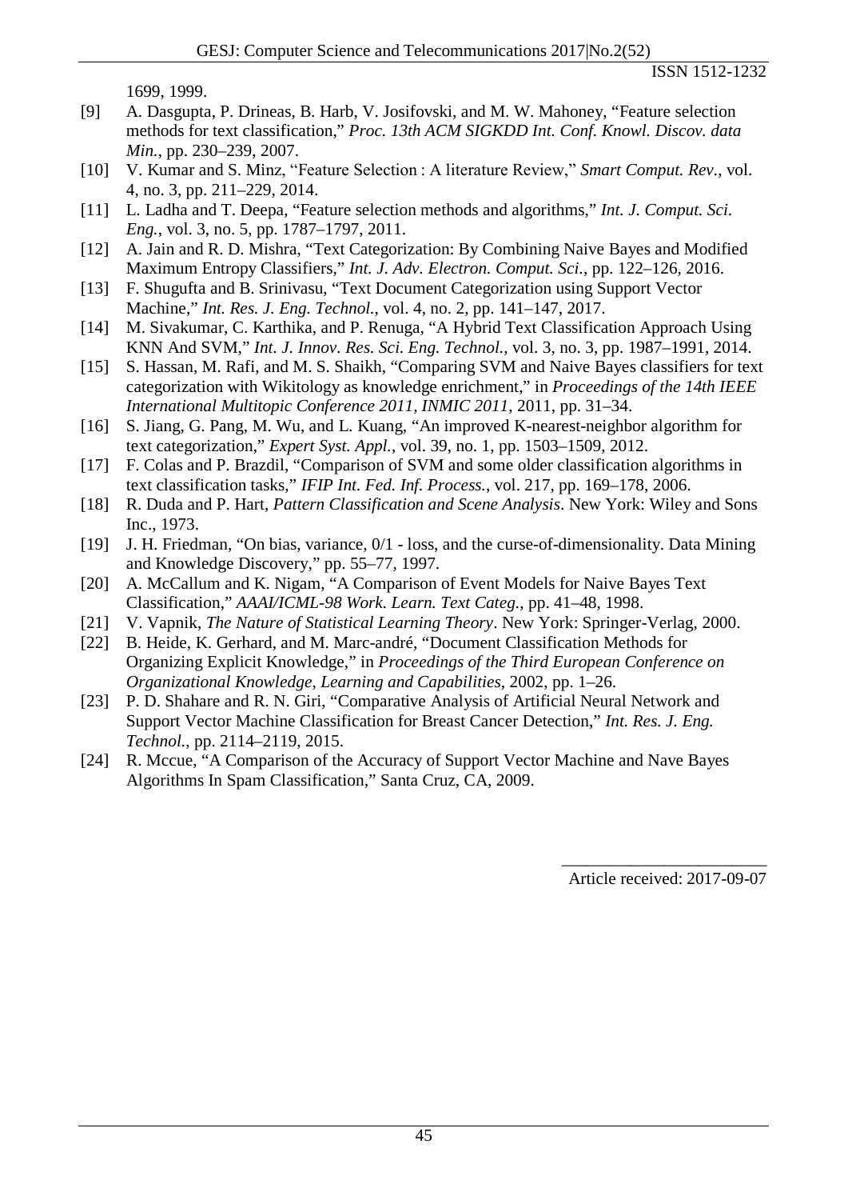1699, 1999.

[9] A. Dasgupta, P. Drineas, B. Harb, V. Josifovski, and M. W. Mahoney, "Feature selection methods for text classification," *Proc. 13th ACM SIGKDD Int. Conf. Knowl. Discov. data Min.*, pp. 230–239, 2007.

[10] V. Kumar and S. Minz, "Feature Selection : A literature Review," *Smart Comput. Rev.*, vol. 4, no. 3, pp. 211–229, 2014.

[11] L. Ladha and T. Deepa, "Feature selection methods and algorithms," *Int. J. Comput. Sci. Eng.*, vol. 3, no. 5, pp. 1787–1797, 2011.

[12] A. Jain and R. D. Mishra, "Text Categorization: By Combining Naive Bayes and Modified Maximum Entropy Classifiers," *Int. J. Adv. Electron. Comput. Sci.*, pp. 122–126, 2016.

[13] F. Shugufta and B. Srinivasu, "Text Document Categorization using Support Vector Machine," *Int. Res. J. Eng. Technol.*, vol. 4, no. 2, pp. 141–147, 2017.

[14] M. Sivakumar, C. Karthika, and P. Renuga, "A Hybrid Text Classification Approach Using KNN And SVM," *Int. J. Innov. Res. Sci. Eng. Technol.*, vol. 3, no. 3, pp. 1987–1991, 2014.

[15] S. Hassan, M. Rafi, and M. S. Shaikh, "Comparing SVM and Naive Bayes classifiers for text categorization with Wikitology as knowledge enrichment," in *Proceedings of the 14th IEEE International Multitopic Conference 2011, INMIC 2011*, 2011, pp. 31–34.

[16] S. Jiang, G. Pang, M. Wu, and L. Kuang, "An improved K-nearest-neighbor algorithm for text categorization," *Expert Syst. Appl.*, vol. 39, no. 1, pp. 1503–1509, 2012.

[17] F. Colas and P. Brazdil, "Comparison of SVM and some older classification algorithms in text classification tasks," *IFIP Int. Fed. Inf. Process.*, vol. 217, pp. 169–178, 2006.

[18] R. Duda and P. Hart, *Pattern Classification and Scene Analysis*. New York: Wiley and Sons Inc., 1973.

[19] J. H. Friedman, "On bias, variance, 0/1 - loss, and the curse-of-dimensionality. Data Mining and Knowledge Discovery," pp. 55–77, 1997.

[20] A. McCallum and K. Nigam, "A Comparison of Event Models for Naive Bayes Text Classification," *AAAI/ICML-98 Work. Learn. Text Categ.*, pp. 41–48, 1998.

[21] V. Vapnik, *The Nature of Statistical Learning Theory*. New York: Springer-Verlag, 2000.

[22] B. Heide, K. Gerhard, and M. Marc-andré, "Document Classification Methods for Organizing Explicit Knowledge," in *Proceedings of the Third European Conference on Organizational Knowledge, Learning and Capabilities*, 2002, pp. 1–26.

[23] P. D. Shahare and R. N. Giri, "Comparative Analysis of Artificial Neural Network and Support Vector Machine Classification for Breast Cancer Detection," *Int. Res. J. Eng. Technol.*, pp. 2114–2119, 2015.

[24] R. Mccue, "A Comparison of the Accuracy of Support Vector Machine and Nave Bayes Algorithms In Spam Classification," Santa Cruz, CA, 2009.

Article received: 2017-09-07